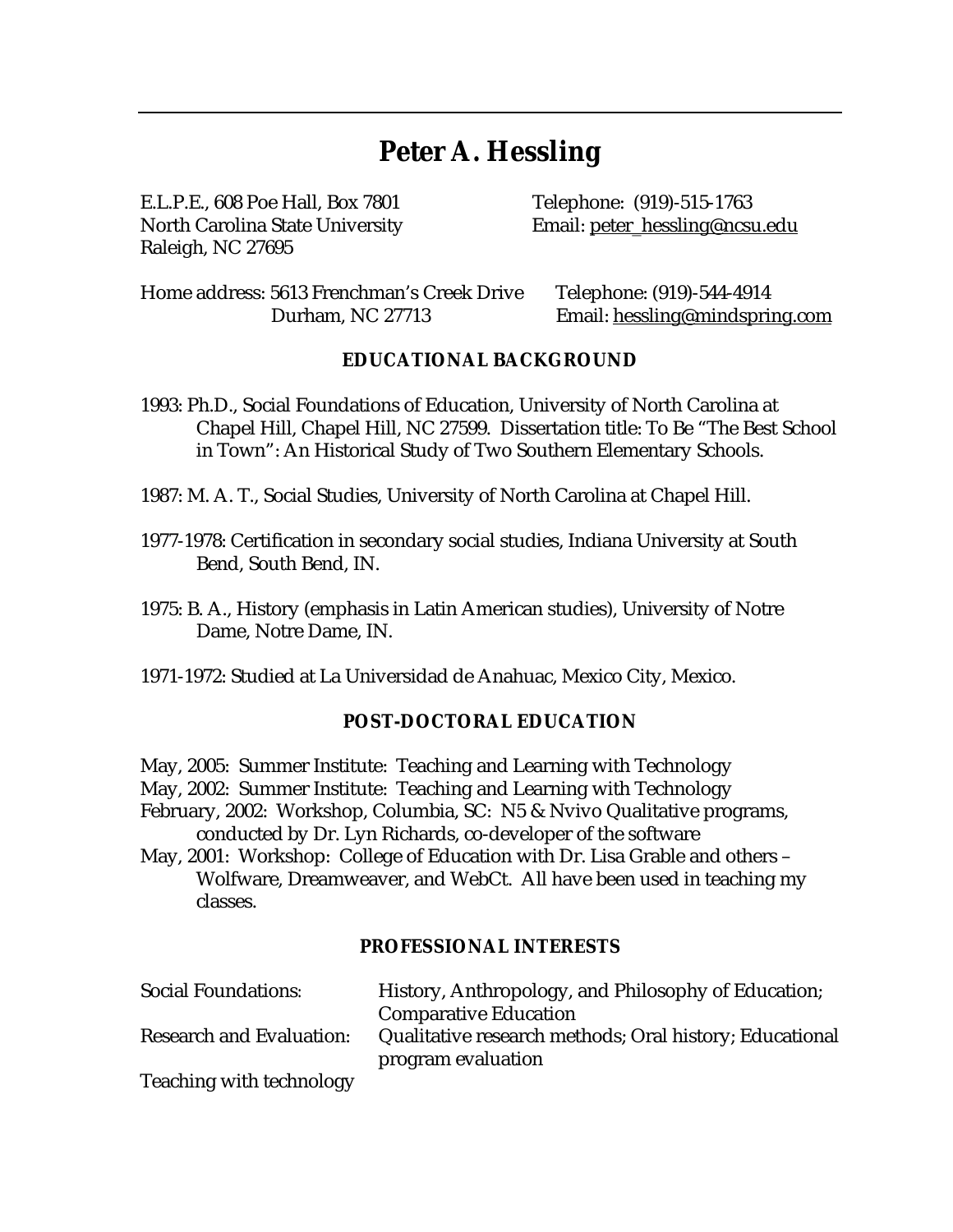# Peter A. Hessling

E.L.P.E., 608 Poe Hall, Box 7801
North Carolina State University
Raleigh, NC 27695

Telephone: (919)-515-1763
Email: peter_hessling@ncsu.edu

Home address: 5613 Frenchman's Creek Drive
Durham, NC 27713

Telephone: (919)-544-4914
Email: hessling@mindspring.com

## EDUCATIONAL BACKGROUND

1993: Ph.D., Social Foundations of Education, University of North Carolina at Chapel Hill, Chapel Hill, NC 27599. Dissertation title: To Be "The Best School in Town": An Historical Study of Two Southern Elementary Schools.

1987: M. A. T., Social Studies, University of North Carolina at Chapel Hill.

1977-1978: Certification in secondary social studies, Indiana University at South Bend, South Bend, IN.

1975: B. A., History (emphasis in Latin American studies), University of Notre Dame, Notre Dame, IN.

1971-1972: Studied at La Universidad de Anahuac, Mexico City, Mexico.

## POST-DOCTORAL EDUCATION

May, 2005: Summer Institute: Teaching and Learning with Technology
May, 2002: Summer Institute: Teaching and Learning with Technology
February, 2002: Workshop, Columbia, SC: N5 & Nvivo Qualitative programs, conducted by Dr. Lyn Richards, co-developer of the software
May, 2001: Workshop: College of Education with Dr. Lisa Grable and others – Wolfware, Dreamweaver, and WebCt. All have been used in teaching my classes.

## PROFESSIONAL INTERESTS

| | |
|---|---|
| Social Foundations: | History, Anthropology, and Philosophy of Education; Comparative Education |
| Research and Evaluation: | Qualitative research methods; Oral history; Educational program evaluation |
| Teaching with technology | |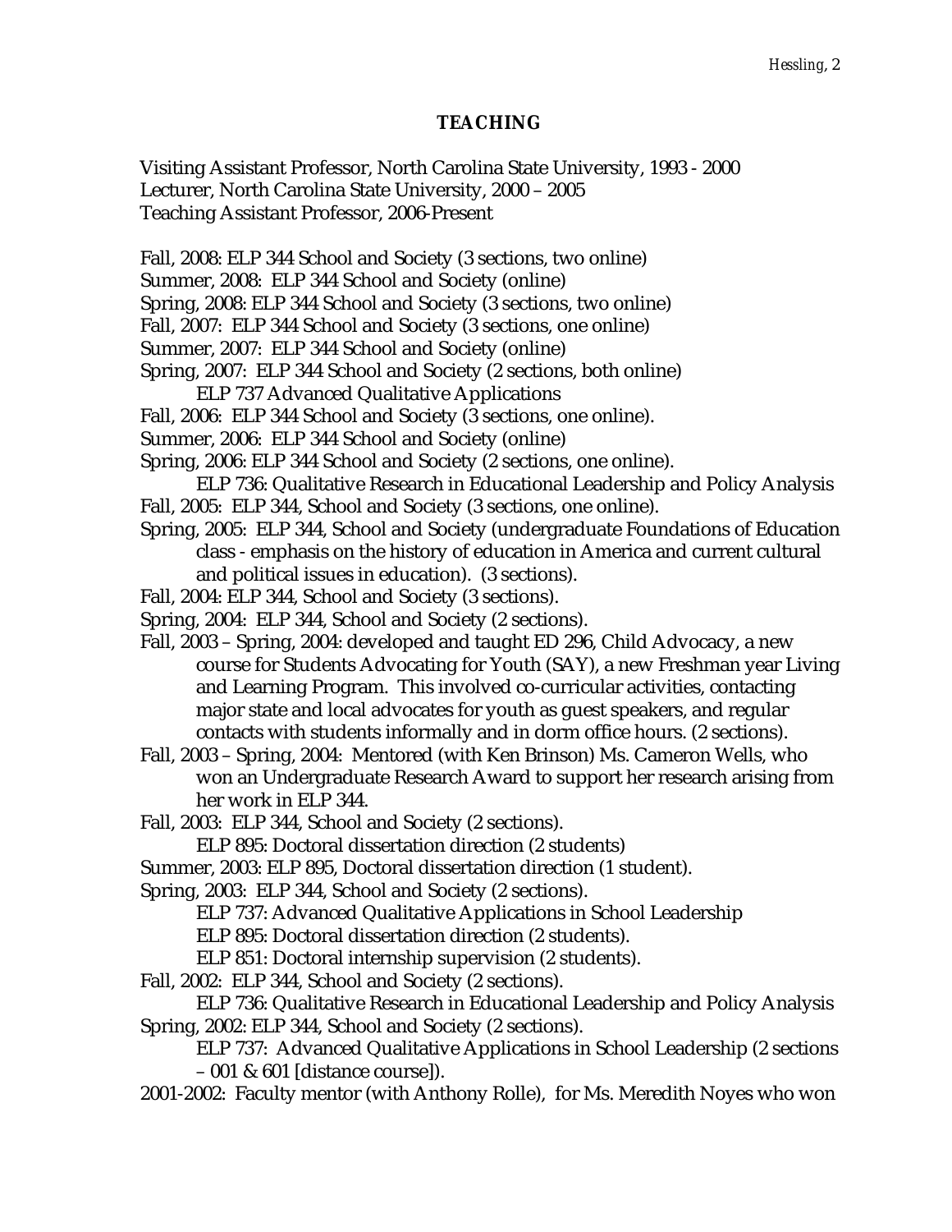## TEACHING

Visiting Assistant Professor, North Carolina State University, 1993 - 2000
Lecturer, North Carolina State University, 2000 – 2005
Teaching Assistant Professor, 2006-Present

Fall, 2008: ELP 344 School and Society (3 sections, two online)
Summer, 2008: ELP 344 School and Society (online)
Spring, 2008: ELP 344 School and Society (3 sections, two online)
Fall, 2007: ELP 344 School and Society (3 sections, one online)
Summer, 2007: ELP 344 School and Society (online)
Spring, 2007: ELP 344 School and Society (2 sections, both online)
    ELP 737 Advanced Qualitative Applications
Fall, 2006: ELP 344 School and Society (3 sections, one online).
Summer, 2006: ELP 344 School and Society (online)
Spring, 2006: ELP 344 School and Society (2 sections, one online).
    ELP 736: Qualitative Research in Educational Leadership and Policy Analysis
Fall, 2005: ELP 344, School and Society (3 sections, one online).
Spring, 2005: ELP 344, School and Society (undergraduate Foundations of Education class - emphasis on the history of education in America and current cultural and political issues in education). (3 sections).
Fall, 2004: ELP 344, School and Society (3 sections).
Spring, 2004: ELP 344, School and Society (2 sections).
Fall, 2003 – Spring, 2004: developed and taught ED 296, Child Advocacy, a new course for Students Advocating for Youth (SAY), a new Freshman year Living and Learning Program. This involved co-curricular activities, contacting major state and local advocates for youth as guest speakers, and regular contacts with students informally and in dorm office hours. (2 sections).
Fall, 2003 – Spring, 2004: Mentored (with Ken Brinson) Ms. Cameron Wells, who won an Undergraduate Research Award to support her research arising from her work in ELP 344.
Fall, 2003: ELP 344, School and Society (2 sections).
    ELP 895: Doctoral dissertation direction (2 students)
Summer, 2003: ELP 895, Doctoral dissertation direction (1 student).
Spring, 2003: ELP 344, School and Society (2 sections).
    ELP 737: Advanced Qualitative Applications in School Leadership
    ELP 895: Doctoral dissertation direction (2 students).
    ELP 851: Doctoral internship supervision (2 students).
Fall, 2002: ELP 344, School and Society (2 sections).
    ELP 736: Qualitative Research in Educational Leadership and Policy Analysis
Spring, 2002: ELP 344, School and Society (2 sections).
    ELP 737: Advanced Qualitative Applications in School Leadership (2 sections – 001 & 601 [distance course]).
2001-2002: Faculty mentor (with Anthony Rolle), for Ms. Meredith Noyes who won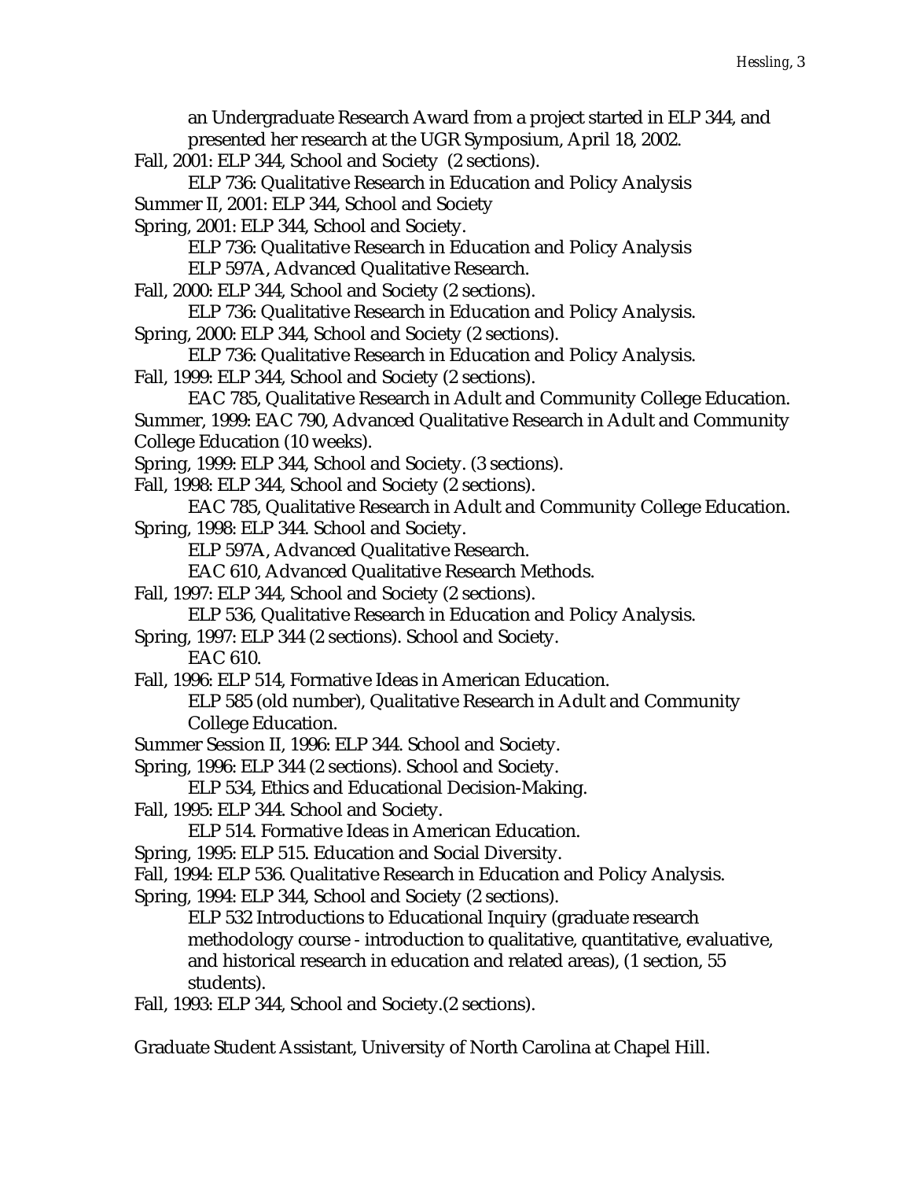an Undergraduate Research Award from a project started in ELP 344, and presented her research at the UGR Symposium, April 18, 2002.

Fall, 2001: ELP 344, School and Society (2 sections).
    ELP 736: Qualitative Research in Education and Policy Analysis

Summer II, 2001: ELP 344, School and Society

Spring, 2001: ELP 344, School and Society.
    ELP 736: Qualitative Research in Education and Policy Analysis
    ELP 597A, Advanced Qualitative Research.

Fall, 2000: ELP 344, School and Society (2 sections).
    ELP 736: Qualitative Research in Education and Policy Analysis.

Spring, 2000: ELP 344, School and Society (2 sections).
    ELP 736: Qualitative Research in Education and Policy Analysis.

Fall, 1999: ELP 344, School and Society (2 sections).
    EAC 785, Qualitative Research in Adult and Community College Education.

Summer, 1999: EAC 790, Advanced Qualitative Research in Adult and Community College Education (10 weeks).

Spring, 1999: ELP 344, School and Society. (3 sections).

Fall, 1998: ELP 344, School and Society (2 sections).
    EAC 785, Qualitative Research in Adult and Community College Education.

Spring, 1998: ELP 344. School and Society.
    ELP 597A, Advanced Qualitative Research.
    EAC 610, Advanced Qualitative Research Methods.

Fall, 1997: ELP 344, School and Society (2 sections).
    ELP 536, Qualitative Research in Education and Policy Analysis.

Spring, 1997: ELP 344 (2 sections). School and Society.
    EAC 610.

Fall, 1996: ELP 514, Formative Ideas in American Education.
    ELP 585 (old number), Qualitative Research in Adult and Community College Education.

Summer Session II, 1996: ELP 344. School and Society.

Spring, 1996: ELP 344 (2 sections). School and Society.
    ELP 534, Ethics and Educational Decision-Making.

Fall, 1995: ELP 344. School and Society.
    ELP 514. Formative Ideas in American Education.

Spring, 1995: ELP 515. Education and Social Diversity.

Fall, 1994: ELP 536. Qualitative Research in Education and Policy Analysis.

Spring, 1994: ELP 344, School and Society (2 sections).
    ELP 532 Introductions to Educational Inquiry (graduate research methodology course - introduction to qualitative, quantitative, evaluative, and historical research in education and related areas), (1 section, 55 students).

Fall, 1993: ELP 344, School and Society.(2 sections).

Graduate Student Assistant, University of North Carolina at Chapel Hill.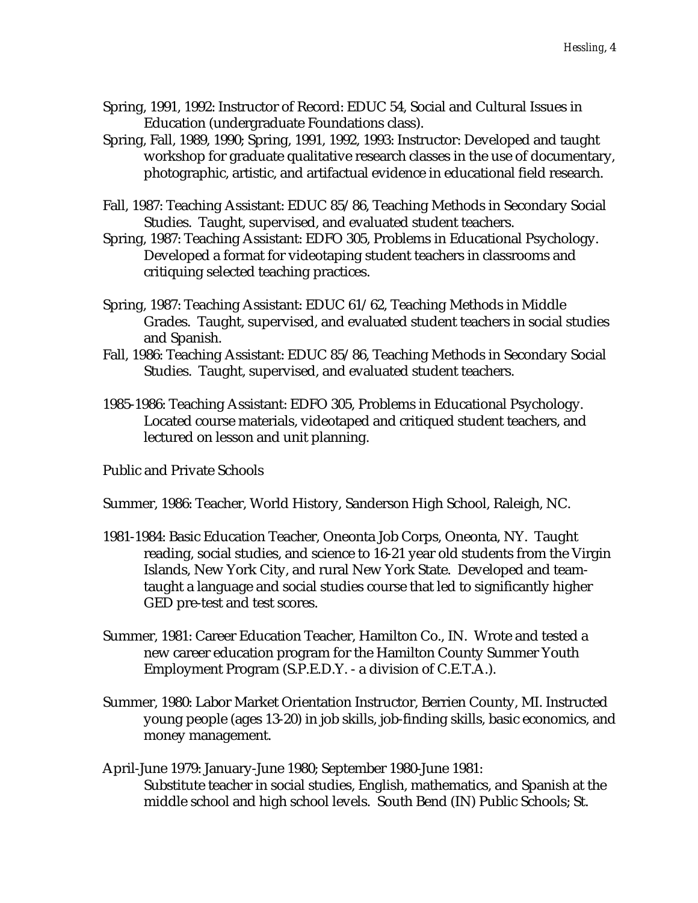Spring, 1991, 1992: Instructor of Record: EDUC 54, Social and Cultural Issues in Education (undergraduate Foundations class).

Spring, Fall, 1989, 1990; Spring, 1991, 1992, 1993: Instructor: Developed and taught workshop for graduate qualitative research classes in the use of documentary, photographic, artistic, and artifactual evidence in educational field research.

Fall, 1987: Teaching Assistant: EDUC 85/86, Teaching Methods in Secondary Social Studies. Taught, supervised, and evaluated student teachers.

Spring, 1987: Teaching Assistant: EDFO 305, Problems in Educational Psychology. Developed a format for videotaping student teachers in classrooms and critiquing selected teaching practices.

Spring, 1987: Teaching Assistant: EDUC 61/62, Teaching Methods in Middle Grades. Taught, supervised, and evaluated student teachers in social studies and Spanish.

Fall, 1986: Teaching Assistant: EDUC 85/86, Teaching Methods in Secondary Social Studies. Taught, supervised, and evaluated student teachers.

1985-1986: Teaching Assistant: EDFO 305, Problems in Educational Psychology. Located course materials, videotaped and critiqued student teachers, and lectured on lesson and unit planning.

Public and Private Schools

Summer, 1986: Teacher, World History, Sanderson High School, Raleigh, NC.

1981-1984: Basic Education Teacher, Oneonta Job Corps, Oneonta, NY. Taught reading, social studies, and science to 16-21 year old students from the Virgin Islands, New York City, and rural New York State. Developed and team-taught a language and social studies course that led to significantly higher GED pre-test and test scores.

Summer, 1981: Career Education Teacher, Hamilton Co., IN. Wrote and tested a new career education program for the Hamilton County Summer Youth Employment Program (S.P.E.D.Y. - a division of C.E.T.A.).

Summer, 1980: Labor Market Orientation Instructor, Berrien County, MI. Instructed young people (ages 13-20) in job skills, job-finding skills, basic economics, and money management.

April-June 1979: January-June 1980; September 1980-June 1981:
Substitute teacher in social studies, English, mathematics, and Spanish at the middle school and high school levels. South Bend (IN) Public Schools; St.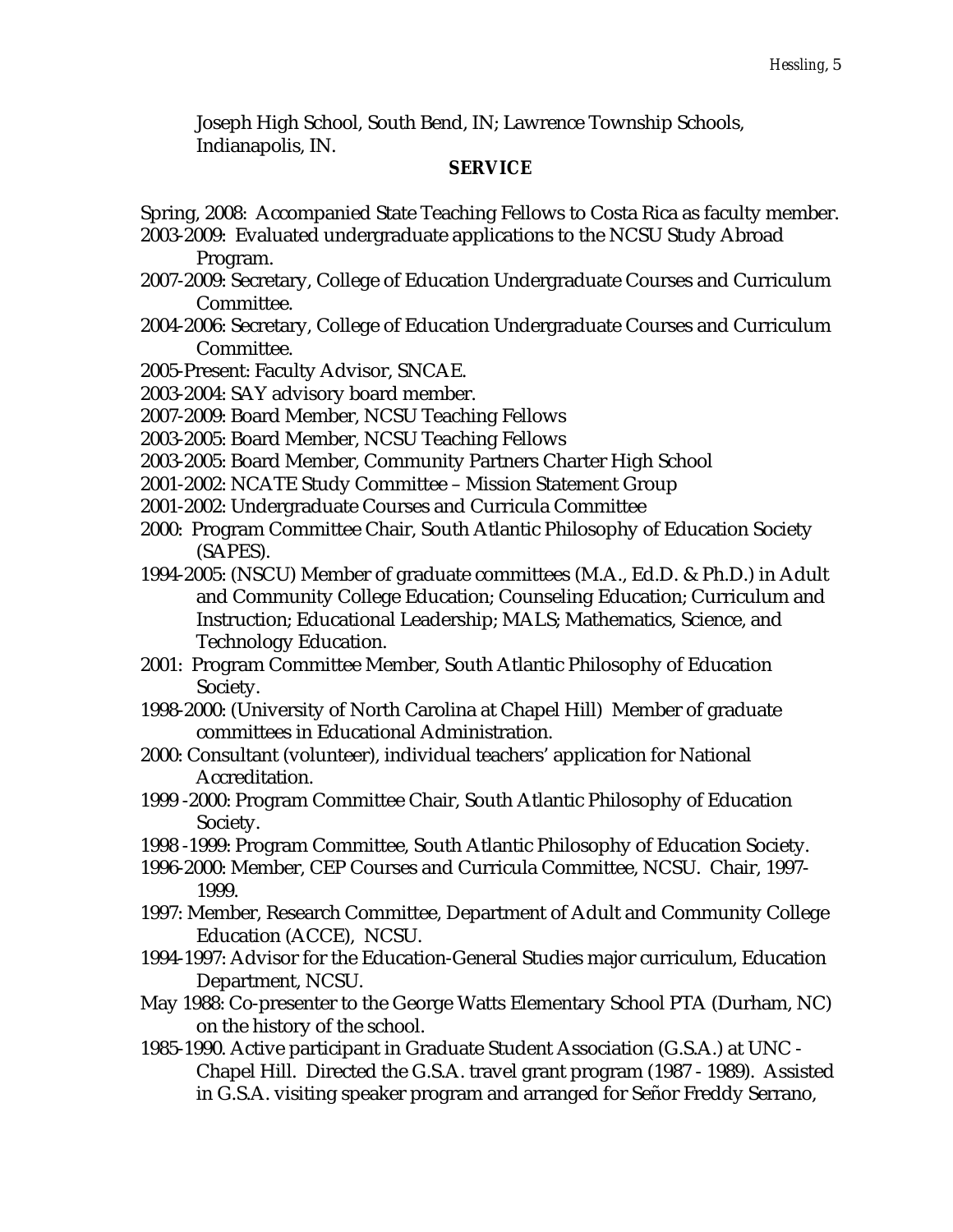Joseph High School, South Bend, IN; Lawrence Township Schools, Indianapolis, IN.

## SERVICE

Spring, 2008: Accompanied State Teaching Fellows to Costa Rica as faculty member.

2003-2009: Evaluated undergraduate applications to the NCSU Study Abroad Program.

2007-2009: Secretary, College of Education Undergraduate Courses and Curriculum Committee.

2004-2006: Secretary, College of Education Undergraduate Courses and Curriculum Committee.

2005-Present: Faculty Advisor, SNCAE.

2003-2004: SAY advisory board member.

2007-2009: Board Member, NCSU Teaching Fellows

2003-2005: Board Member, NCSU Teaching Fellows

2003-2005: Board Member, Community Partners Charter High School

2001-2002: NCATE Study Committee – Mission Statement Group

2001-2002: Undergraduate Courses and Curricula Committee

2000: Program Committee Chair, South Atlantic Philosophy of Education Society (SAPES).

1994-2005: (NSCU) Member of graduate committees (M.A., Ed.D. & Ph.D.) in Adult and Community College Education; Counseling Education; Curriculum and Instruction; Educational Leadership; MALS; Mathematics, Science, and Technology Education.

2001: Program Committee Member, South Atlantic Philosophy of Education Society.

1998-2000: (University of North Carolina at Chapel Hill) Member of graduate committees in Educational Administration.

2000: Consultant (volunteer), individual teachers' application for National Accreditation.

1999 -2000: Program Committee Chair, South Atlantic Philosophy of Education Society.

1998 -1999: Program Committee, South Atlantic Philosophy of Education Society.

1996-2000: Member, CEP Courses and Curricula Committee, NCSU. Chair, 1997-1999.

1997: Member, Research Committee, Department of Adult and Community College Education (ACCE), NCSU.

1994-1997: Advisor for the Education-General Studies major curriculum, Education Department, NCSU.

May 1988: Co-presenter to the George Watts Elementary School PTA (Durham, NC) on the history of the school.

1985-1990. Active participant in Graduate Student Association (G.S.A.) at UNC - Chapel Hill. Directed the G.S.A. travel grant program (1987 - 1989). Assisted in G.S.A. visiting speaker program and arranged for Señor Freddy Serrano,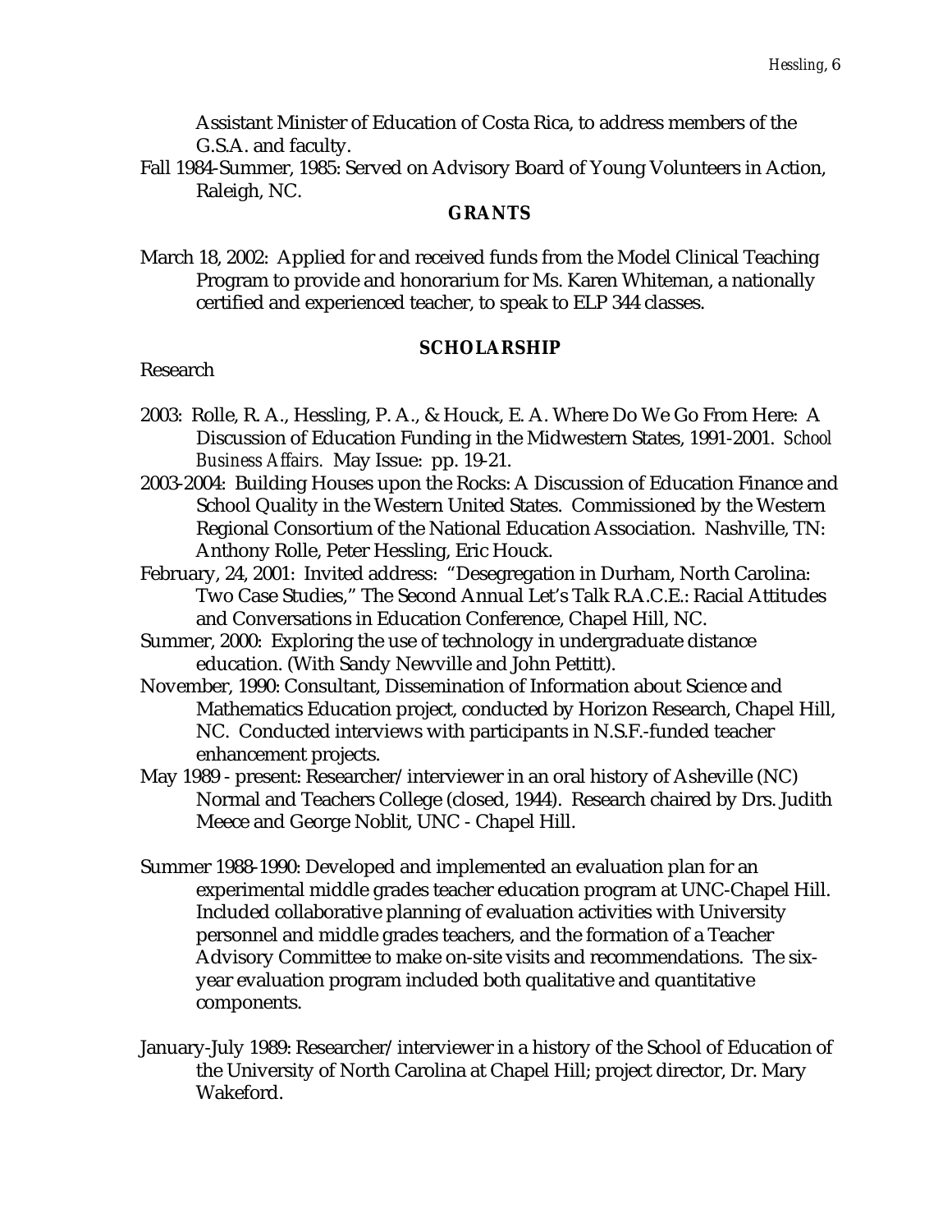Assistant Minister of Education of Costa Rica, to address members of the G.S.A. and faculty.

Fall 1984-Summer, 1985: Served on Advisory Board of Young Volunteers in Action, Raleigh, NC.

## GRANTS

March 18, 2002: Applied for and received funds from the Model Clinical Teaching Program to provide and honorarium for Ms. Karen Whiteman, a nationally certified and experienced teacher, to speak to ELP 344 classes.

## SCHOLARSHIP

Research

2003: Rolle, R. A., Hessling, P. A., & Houck, E. A. Where Do We Go From Here: A Discussion of Education Funding in the Midwestern States, 1991-2001. *School Business Affairs.* May Issue: pp. 19-21.

2003-2004: Building Houses upon the Rocks: A Discussion of Education Finance and School Quality in the Western United States. Commissioned by the Western Regional Consortium of the National Education Association. Nashville, TN: Anthony Rolle, Peter Hessling, Eric Houck.

February, 24, 2001: Invited address: "Desegregation in Durham, North Carolina: Two Case Studies," The Second Annual Let's Talk R.A.C.E.: Racial Attitudes and Conversations in Education Conference, Chapel Hill, NC.

Summer, 2000: Exploring the use of technology in undergraduate distance education. (With Sandy Newville and John Pettitt).

November, 1990: Consultant, Dissemination of Information about Science and Mathematics Education project, conducted by Horizon Research, Chapel Hill, NC. Conducted interviews with participants in N.S.F.-funded teacher enhancement projects.

May 1989 - present: Researcher/interviewer in an oral history of Asheville (NC) Normal and Teachers College (closed, 1944). Research chaired by Drs. Judith Meece and George Noblit, UNC - Chapel Hill.

Summer 1988-1990: Developed and implemented an evaluation plan for an experimental middle grades teacher education program at UNC-Chapel Hill. Included collaborative planning of evaluation activities with University personnel and middle grades teachers, and the formation of a Teacher Advisory Committee to make on-site visits and recommendations. The six-year evaluation program included both qualitative and quantitative components.

January-July 1989: Researcher/interviewer in a history of the School of Education of the University of North Carolina at Chapel Hill; project director, Dr. Mary Wakeford.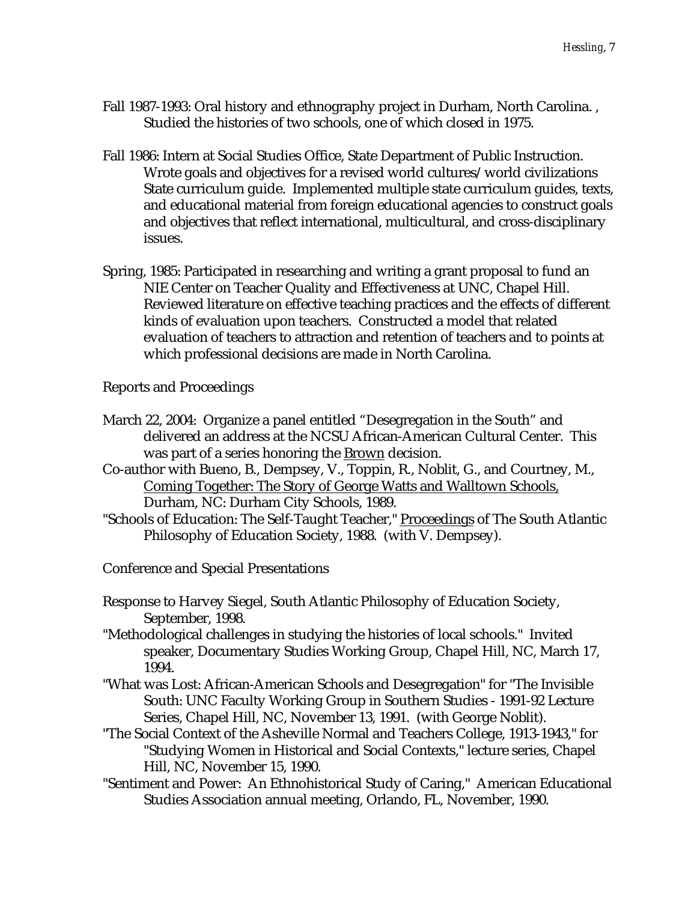Fall 1987-1993: Oral history and ethnography project in Durham, North Carolina. , Studied the histories of two schools, one of which closed in 1975.

Fall 1986: Intern at Social Studies Office, State Department of Public Instruction. Wrote goals and objectives for a revised world cultures/world civilizations State curriculum guide. Implemented multiple state curriculum guides, texts, and educational material from foreign educational agencies to construct goals and objectives that reflect international, multicultural, and cross-disciplinary issues.

Spring, 1985: Participated in researching and writing a grant proposal to fund an NIE Center on Teacher Quality and Effectiveness at UNC, Chapel Hill. Reviewed literature on effective teaching practices and the effects of different kinds of evaluation upon teachers. Constructed a model that related evaluation of teachers to attraction and retention of teachers and to points at which professional decisions are made in North Carolina.

Reports and Proceedings

March 22, 2004: Organize a panel entitled "Desegregation in the South" and delivered an address at the NCSU African-American Cultural Center. This was part of a series honoring the <u>Brown</u> decision.

Co-author with Bueno, B., Dempsey, V., Toppin, R., Noblit, G., and Courtney, M., <u>Coming Together: The Story of George Watts and Walltown Schools,</u> Durham, NC: Durham City Schools, 1989.

"Schools of Education: The Self-Taught Teacher," <u>Proceedings</u> of The South Atlantic Philosophy of Education Society, 1988. (with V. Dempsey).

Conference and Special Presentations

Response to Harvey Siegel, South Atlantic Philosophy of Education Society, September, 1998.

"Methodological challenges in studying the histories of local schools." Invited speaker, Documentary Studies Working Group, Chapel Hill, NC, March 17, 1994.

"What was Lost: African-American Schools and Desegregation" for "The Invisible South: UNC Faculty Working Group in Southern Studies - 1991-92 Lecture Series, Chapel Hill, NC, November 13, 1991. (with George Noblit).

"The Social Context of the Asheville Normal and Teachers College, 1913-1943," for "Studying Women in Historical and Social Contexts," lecture series, Chapel Hill, NC, November 15, 1990.

"Sentiment and Power: An Ethnohistorical Study of Caring," American Educational Studies Association annual meeting, Orlando, FL, November, 1990.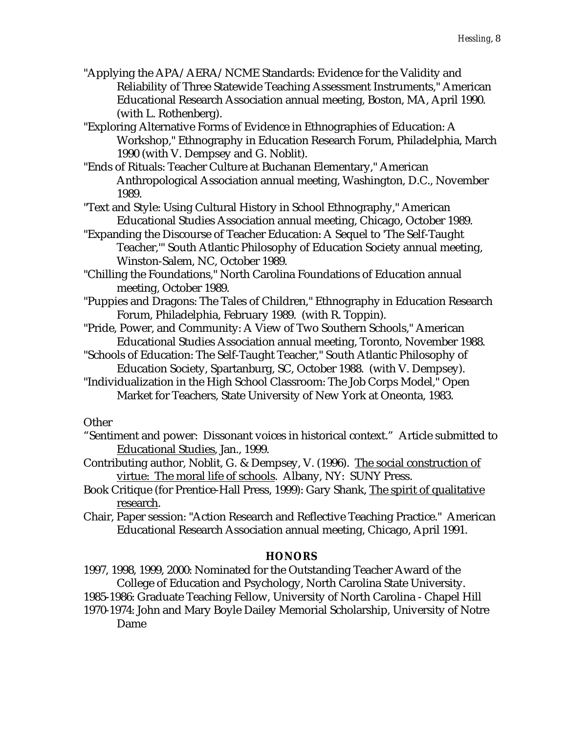"Applying the APA/AERA/NCME Standards: Evidence for the Validity and Reliability of Three Statewide Teaching Assessment Instruments," American Educational Research Association annual meeting, Boston, MA, April 1990. (with L. Rothenberg).

"Exploring Alternative Forms of Evidence in Ethnographies of Education: A Workshop," Ethnography in Education Research Forum, Philadelphia, March 1990 (with V. Dempsey and G. Noblit).

"Ends of Rituals: Teacher Culture at Buchanan Elementary," American Anthropological Association annual meeting, Washington, D.C., November 1989.

"Text and Style: Using Cultural History in School Ethnography," American Educational Studies Association annual meeting, Chicago, October 1989.

"Expanding the Discourse of Teacher Education: A Sequel to 'The Self-Taught Teacher,'" South Atlantic Philosophy of Education Society annual meeting, Winston-Salem, NC, October 1989.

"Chilling the Foundations," North Carolina Foundations of Education annual meeting, October 1989.

"Puppies and Dragons: The Tales of Children," Ethnography in Education Research Forum, Philadelphia, February 1989. (with R. Toppin).

"Pride, Power, and Community: A View of Two Southern Schools," American Educational Studies Association annual meeting, Toronto, November 1988.

"Schools of Education: The Self-Taught Teacher," South Atlantic Philosophy of Education Society, Spartanburg, SC, October 1988. (with V. Dempsey).

"Individualization in the High School Classroom: The Job Corps Model," Open Market for Teachers, State University of New York at Oneonta, 1983.

Other

"Sentiment and power: Dissonant voices in historical context." Article submitted to <u>Educational Studies</u>, Jan., 1999.

Contributing author, Noblit, G. & Dempsey, V. (1996). <u>The social construction of virtue: The moral life of schools</u>. Albany, NY: SUNY Press.

Book Critique (for Prentice-Hall Press, 1999): Gary Shank, <u>The spirit of qualitative research</u>.

Chair, Paper session: "Action Research and Reflective Teaching Practice." American Educational Research Association annual meeting, Chicago, April 1991.

## HONORS

1997, 1998, 1999, 2000: Nominated for the Outstanding Teacher Award of the College of Education and Psychology, North Carolina State University.

1985-1986: Graduate Teaching Fellow, University of North Carolina - Chapel Hill

1970-1974: John and Mary Boyle Dailey Memorial Scholarship, University of Notre Dame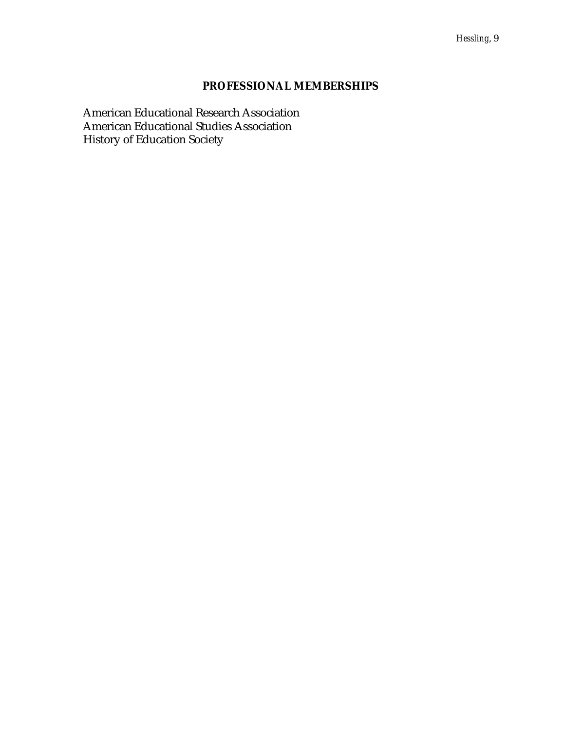## PROFESSIONAL MEMBERSHIPS

American Educational Research Association
American Educational Studies Association
History of Education Society